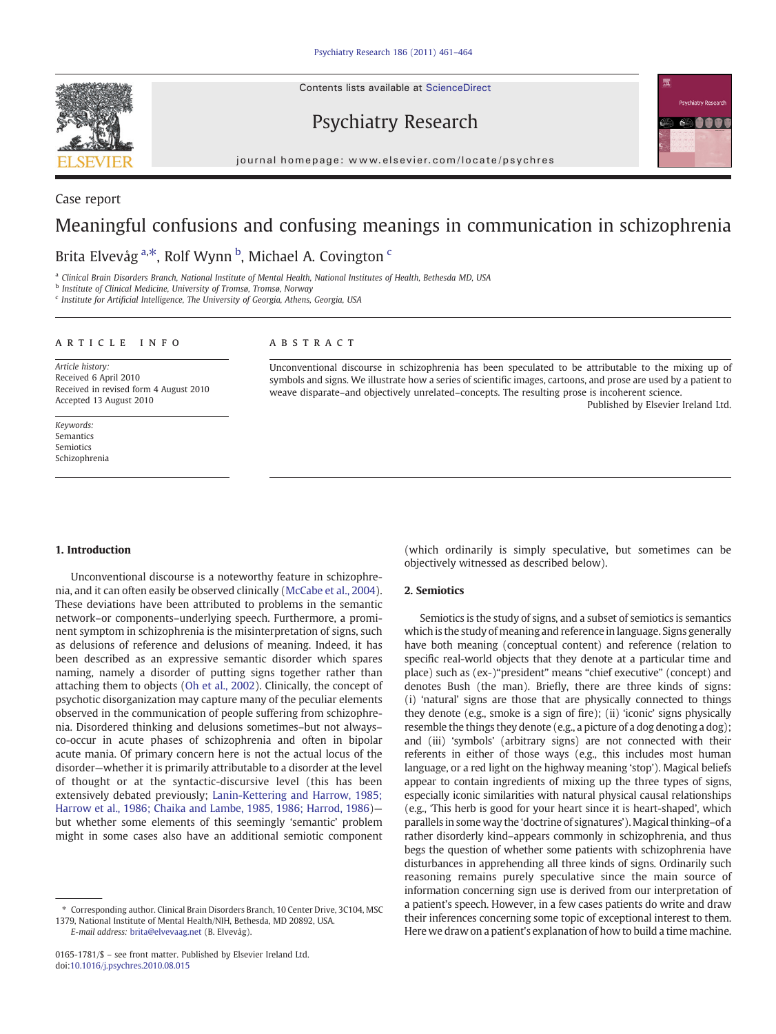Case report

# Meaningful confusions and confusing meanings in communication in schizophrenia

Brita Elvevåg [a,*], Rolf Wynn [b], Michael A. Covington [c]

[a] Clinical Brain Disorders Branch, National Institute of Mental Health, National Institutes of Health, Bethesda MD, USA
[b] Institute of Clinical Medicine, University of Tromsø, Tromsø, Norway
[c] Institute for Artificial Intelligence, The University of Georgia, Athens, Georgia, USA

**ARTICLE INFO**

*Article history:*
Received 6 April 2010
Received in revised form 4 August 2010
Accepted 13 August 2010

*Keywords:*
Semantics
Semiotics
Schizophrenia

**ABSTRACT**

Unconventional discourse in schizophrenia has been speculated to be attributable to the mixing up of symbols and signs. We illustrate how a series of scientific images, cartoons, and prose are used by a patient to weave disparate–and objectively unrelated–concepts. The resulting prose is incoherent science.

Published by Elsevier Ireland Ltd.

## 1. Introduction

Unconventional discourse is a noteworthy feature in schizophrenia, and it can often easily be observed clinically (McCabe et al., 2004). These deviations have been attributed to problems in the semantic network–or components–underlying speech. Furthermore, a prominent symptom in schizophrenia is the misinterpretation of signs, such as delusions of reference and delusions of meaning. Indeed, it has been described as an expressive semantic disorder which spares naming, namely a disorder of putting signs together rather than attaching them to objects (Oh et al., 2002). Clinically, the concept of psychotic disorganization may capture many of the peculiar elements observed in the communication of people suffering from schizophrenia. Disordered thinking and delusions sometimes–but not always–co-occur in acute phases of schizophrenia and often in bipolar acute mania. Of primary concern here is not the actual locus of the disorder—whether it is primarily attributable to a disorder at the level of thought or at the syntactic-discursive level (this has been extensively debated previously; Lanin-Kettering and Harrow, 1985; Harrow et al., 1986; Chaika and Lambe, 1985, 1986; Harrod, 1986)—but whether some elements of this seemingly 'semantic' problem might in some cases also have an additional semiotic component (which ordinarily is simply speculative, but sometimes can be objectively witnessed as described below).

## 2. Semiotics

Semiotics is the study of signs, and a subset of semiotics is semantics which is the study of meaning and reference in language. Signs generally have both meaning (conceptual content) and reference (relation to specific real-world objects that they denote at a particular time and place) such as (ex-)"president" means "chief executive" (concept) and denotes Bush (the man). Briefly, there are three kinds of signs: (i) 'natural' signs are those that are physically connected to things they denote (e.g., smoke is a sign of fire); (ii) 'iconic' signs physically resemble the things they denote (e.g., a picture of a dog denoting a dog); and (iii) 'symbols' (arbitrary signs) are not connected with their referents in either of those ways (e.g., this includes most human language, or a red light on the highway meaning 'stop'). Magical beliefs appear to contain ingredients of mixing up the three types of signs, especially iconic similarities with natural physical causal relationships (e.g., 'This herb is good for your heart since it is heart-shaped', which parallels in some way the 'doctrine of signatures'). Magical thinking–of a rather disorderly kind–appears commonly in schizophrenia, and thus begs the question of whether some patients with schizophrenia have disturbances in apprehending all three kinds of signs. Ordinarily such reasoning remains purely speculative since the main source of information concerning sign use is derived from our interpretation of a patient's speech. However, in a few cases patients do write and draw their inferences concerning some topic of exceptional interest to them. Here we draw on a patient's explanation of how to build a time machine.

* Corresponding author. Clinical Brain Disorders Branch, 10 Center Drive, 3C104, MSC 1379, National Institute of Mental Health/NIH, Bethesda, MD 20892, USA.
*E-mail address:* brita@elvevaag.net (B. Elvevåg).

0165-1781/$ – see front matter. Published by Elsevier Ireland Ltd.
doi:10.1016/j.psychres.2010.08.015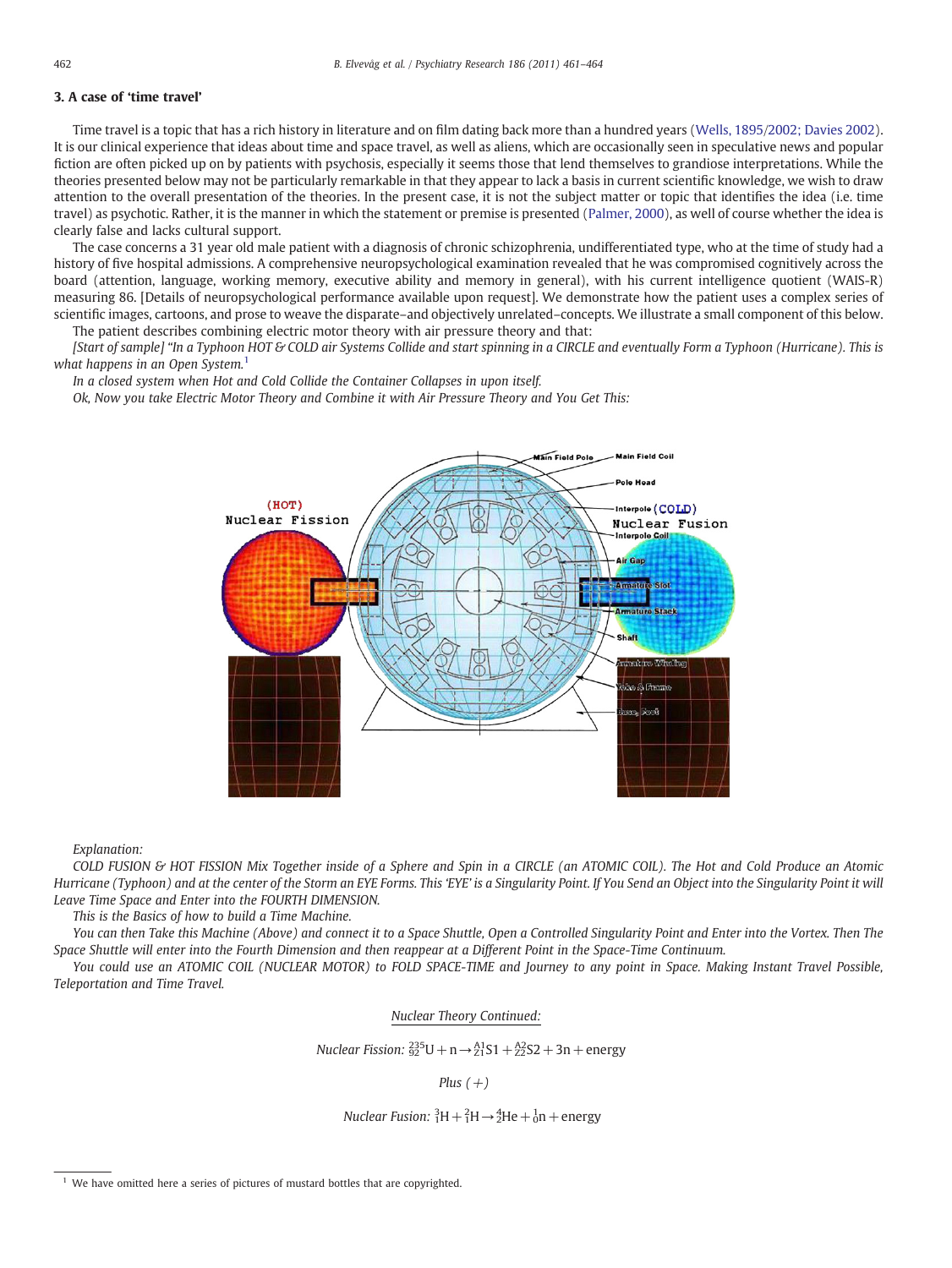## 3. A case of 'time travel'

Time travel is a topic that has a rich history in literature and on film dating back more than a hundred years (Wells, 1895/2002; Davies 2002). It is our clinical experience that ideas about time and space travel, as well as aliens, which are occasionally seen in speculative news and popular fiction are often picked up on by patients with psychosis, especially it seems those that lend themselves to grandiose interpretations. While the theories presented below may not be particularly remarkable in that they appear to lack a basis in current scientific knowledge, we wish to draw attention to the overall presentation of the theories. In the present case, it is not the subject matter or topic that identifies the idea (i.e. time travel) as psychotic. Rather, it is the manner in which the statement or premise is presented (Palmer, 2000), as well of course whether the idea is clearly false and lacks cultural support.

The case concerns a 31 year old male patient with a diagnosis of chronic schizophrenia, undifferentiated type, who at the time of study had a history of five hospital admissions. A comprehensive neuropsychological examination revealed that he was compromised cognitively across the board (attention, language, working memory, executive ability and memory in general), with his current intelligence quotient (WAIS-R) measuring 86. [Details of neuropsychological performance available upon request]. We demonstrate how the patient uses a complex series of scientific images, cartoons, and prose to weave the disparate–and objectively unrelated–concepts. We illustrate a small component of this below.

The patient describes combining electric motor theory with air pressure theory and that:

*[Start of sample] "In a Typhoon HOT & COLD air Systems Collide and start spinning in a CIRCLE and eventually Form a Typhoon (Hurricane). This is what happens in an Open System.*[1]

*In a closed system when Hot and Cold Collide the Container Collapses in upon itself.*

*Ok, Now you take Electric Motor Theory and Combine it with Air Pressure Theory and You Get This:*

*Explanation:*

*COLD FUSION & HOT FISSION Mix Together inside of a Sphere and Spin in a CIRCLE (an ATOMIC COIL). The Hot and Cold Produce an Atomic Hurricane (Typhoon) and at the center of the Storm an EYE Forms. This 'EYE' is a Singularity Point. If You Send an Object into the Singularity Point it will Leave Time Space and Enter into the FOURTH DIMENSION.*

*This is the Basics of how to build a Time Machine.*

*You can then Take this Machine (Above) and connect it to a Space Shuttle, Open a Controlled Singularity Point and Enter into the Vortex. Then The Space Shuttle will enter into the Fourth Dimension and then reappear at a Different Point in the Space-Time Continuum.*

*You could use an ATOMIC COIL (NUCLEAR MOTOR) to FOLD SPACE-TIME and Journey to any point in Space. Making Instant Travel Possible, Teleportation and Time Travel.*

*<u>Nuclear Theory Continued:</u>*

*Nuclear Fission:* $^{235}_{92}\mathrm{U} + \mathrm{n} \rightarrow {}^{A1}_{Z1}\mathrm{S1} + {}^{A2}_{Z2}\mathrm{S2} + 3\mathrm{n} + \mathrm{energy}$

*Plus (+)*

*Nuclear Fusion:* ${}^{3}_{1}\mathrm{H} + {}^{2}_{1}\mathrm{H} \rightarrow {}^{4}_{2}\mathrm{He} + {}^{1}_{0}\mathrm{n} + \mathrm{energy}$

---

[1] We have omitted here a series of pictures of mustard bottles that are copyrighted.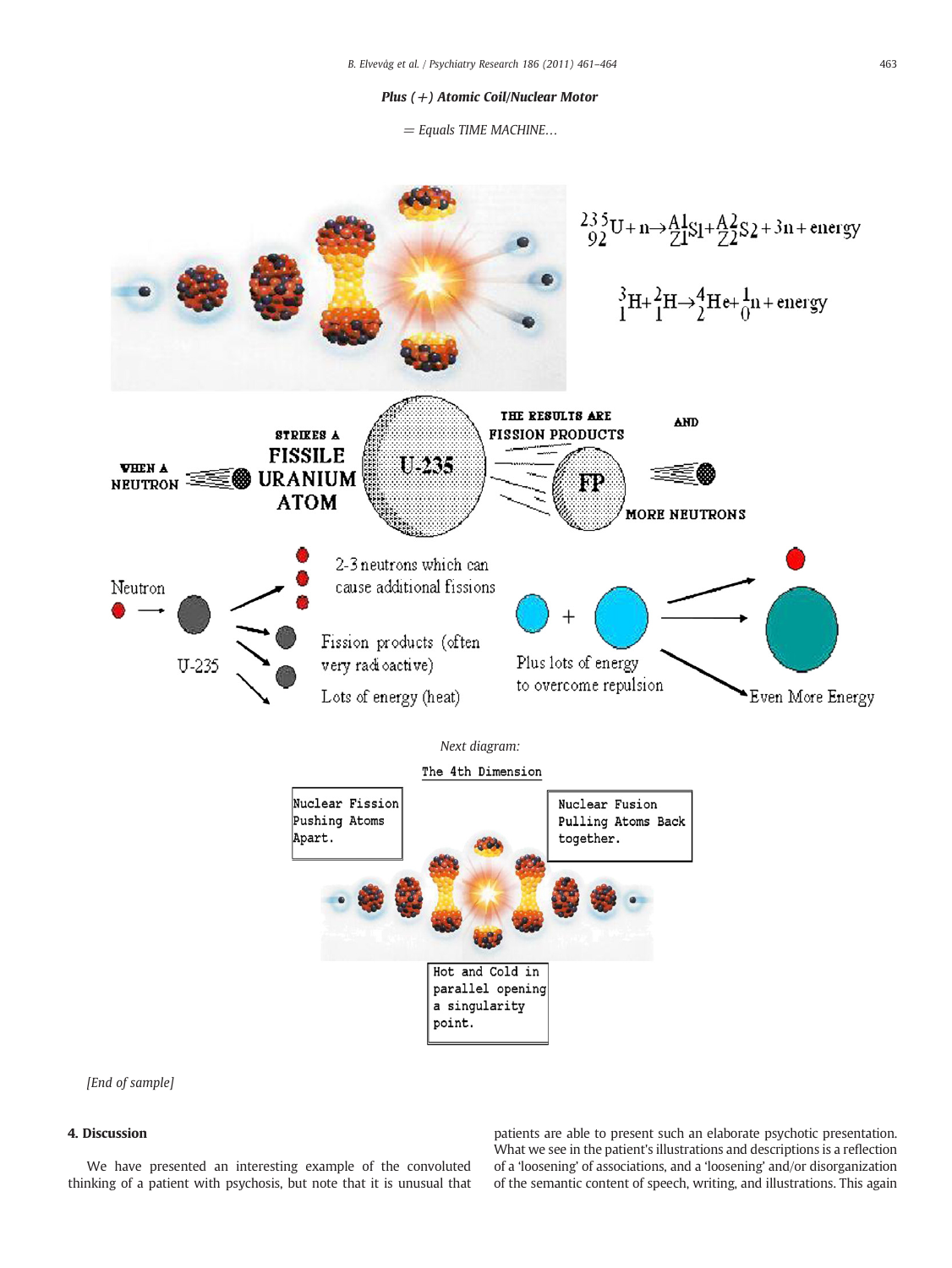*Plus (+) Atomic Coil/Nuclear Motor*

*= Equals TIME MACHINE…*

$${}^{235}_{92}U + n \rightarrow {}^{A1}_{Z1}S1 + {}^{A2}_{Z2}S2 + 3n + \text{energy}$$

$${}^{3}_{1}H + {}^{2}_{1}H \rightarrow {}^{4}_{2}He + {}^{1}_{0}n + \text{energy}$$

WHEN A NEUTRON STRIKES A FISSILE URANIUM ATOM U-235 THE RESULTS ARE FISSION PRODUCTS FP AND MORE NEUTRONS

Neutron U-235 2-3 neutrons which can cause additional fissions Fission products (often very radioactive) Lots of energy (heat)

Plus lots of energy to overcome repulsion Even More Energy

*Next diagram:*

The 4th Dimension

Nuclear Fission Pushing Atoms Apart.

Nuclear Fusion Pulling Atoms Back together.

Hot and Cold in parallel opening a singularity point.

*[End of sample]*

## 4. Discussion

We have presented an interesting example of the convoluted thinking of a patient with psychosis, but note that it is unusual that patients are able to present such an elaborate psychotic presentation. What we see in the patient's illustrations and descriptions is a reflection of a 'loosening' of associations, and a 'loosening' and/or disorganization of the semantic content of speech, writing, and illustrations. This again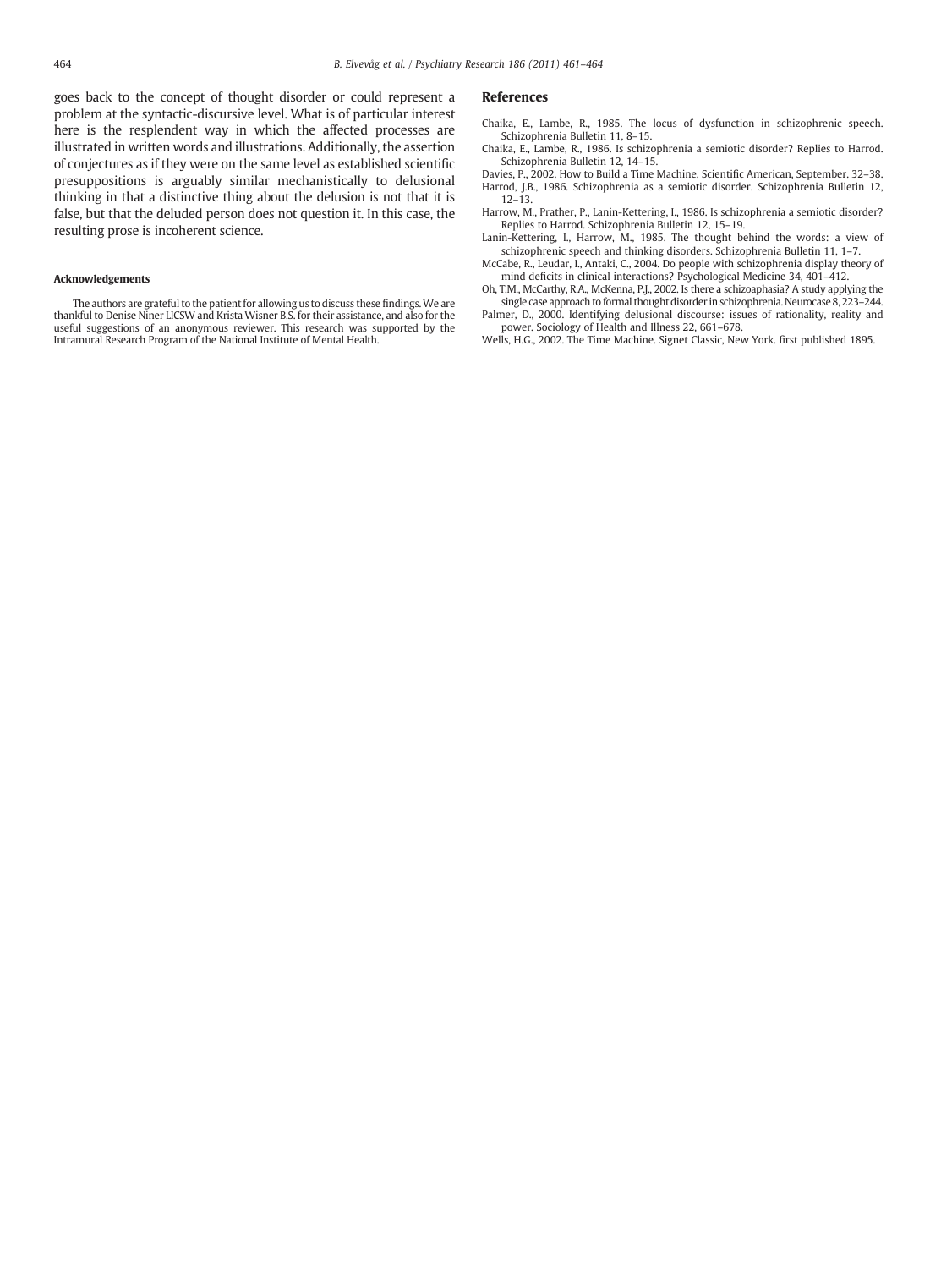goes back to the concept of thought disorder or could represent a problem at the syntactic-discursive level. What is of particular interest here is the resplendent way in which the affected processes are illustrated in written words and illustrations. Additionally, the assertion of conjectures as if they were on the same level as established scientific presuppositions is arguably similar mechanistically to delusional thinking in that a distinctive thing about the delusion is not that it is false, but that the deluded person does not question it. In this case, the resulting prose is incoherent science.

#### Acknowledgements

The authors are grateful to the patient for allowing us to discuss these findings. We are thankful to Denise Niner LICSW and Krista Wisner B.S. for their assistance, and also for the useful suggestions of an anonymous reviewer. This research was supported by the Intramural Research Program of the National Institute of Mental Health.

## References

Chaika, E., Lambe, R., 1985. The locus of dysfunction in schizophrenic speech. Schizophrenia Bulletin 11, 8–15.

Chaika, E., Lambe, R., 1986. Is schizophrenia a semiotic disorder? Replies to Harrod. Schizophrenia Bulletin 12, 14–15.

Davies, P., 2002. How to Build a Time Machine. Scientific American, September. 32–38.

Harrod, J.B., 1986. Schizophrenia as a semiotic disorder. Schizophrenia Bulletin 12, 12–13.

Harrow, M., Prather, P., Lanin-Kettering, I., 1986. Is schizophrenia a semiotic disorder? Replies to Harrod. Schizophrenia Bulletin 12, 15–19.

Lanin-Kettering, I., Harrow, M., 1985. The thought behind the words: a view of schizophrenic speech and thinking disorders. Schizophrenia Bulletin 11, 1–7.

McCabe, R., Leudar, I., Antaki, C., 2004. Do people with schizophrenia display theory of mind deficits in clinical interactions? Psychological Medicine 34, 401–412.

Oh, T.M., McCarthy, R.A., McKenna, P.J., 2002. Is there a schizoaphasia? A study applying the single case approach to formal thought disorder in schizophrenia. Neurocase 8, 223–244.

Palmer, D., 2000. Identifying delusional discourse: issues of rationality, reality and power. Sociology of Health and Illness 22, 661–678.

Wells, H.G., 2002. The Time Machine. Signet Classic, New York. first published 1895.